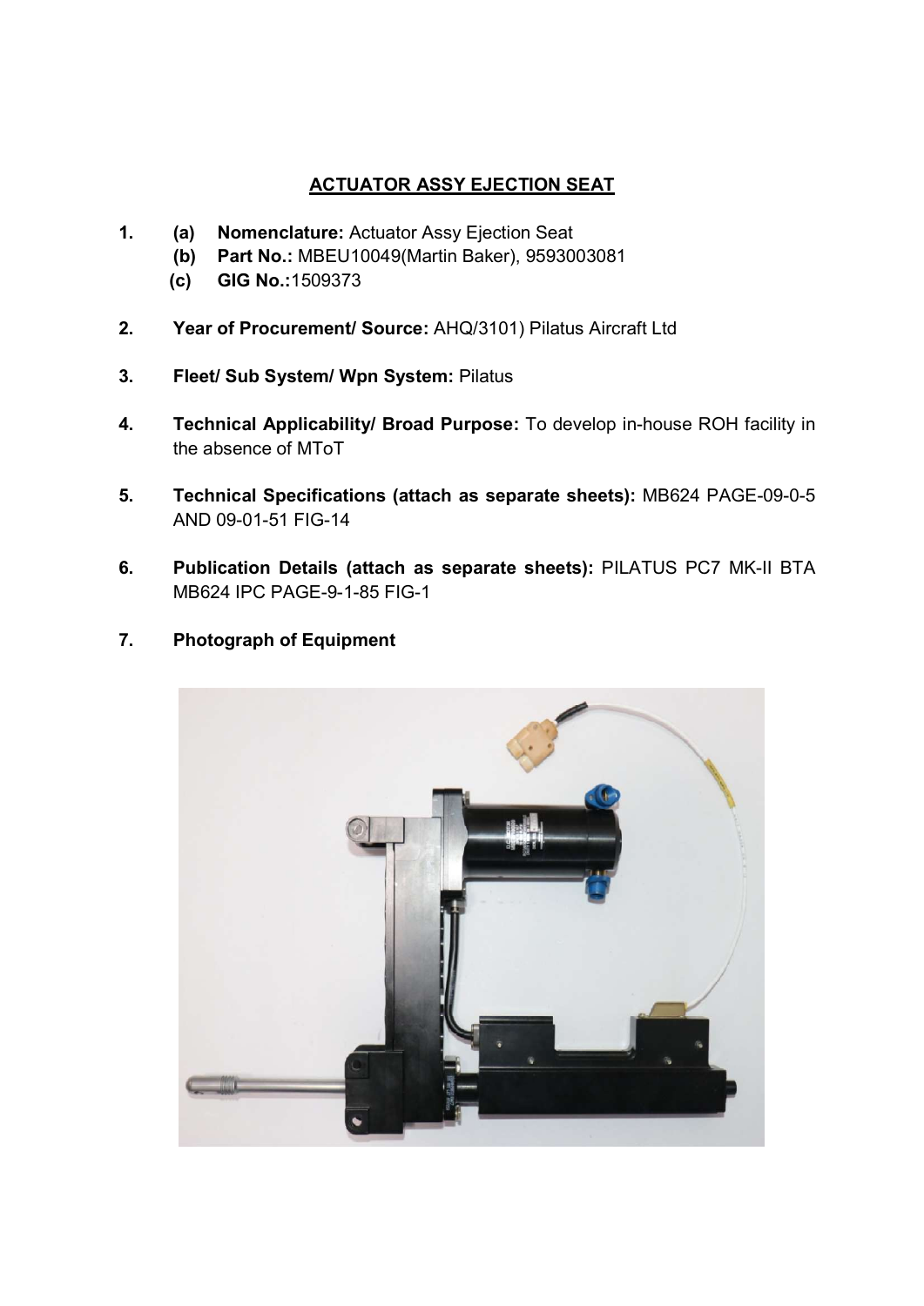# ACTUATOR ASSY EJECTION SEAT

1. (a) **Nomenclature:** Actuator Assy Ejection Seat
   (b) **Part No.:** MBEU10049(Martin Baker), 9593003081
   (c) **GIG No.:**1509373

2. **Year of Procurement/ Source:** AHQ/3101) Pilatus Aircraft Ltd

3. **Fleet/ Sub System/ Wpn System:** Pilatus

4. **Technical Applicability/ Broad Purpose:** To develop in-house ROH facility in the absence of MToT

5. **Technical Specifications (attach as separate sheets):** MB624 PAGE-09-0-5 AND 09-01-51 FIG-14

6. **Publication Details (attach as separate sheets):** PILATUS PC7 MK-II BTA MB624 IPC PAGE-9-1-85 FIG-1

7. **Photograph of Equipment**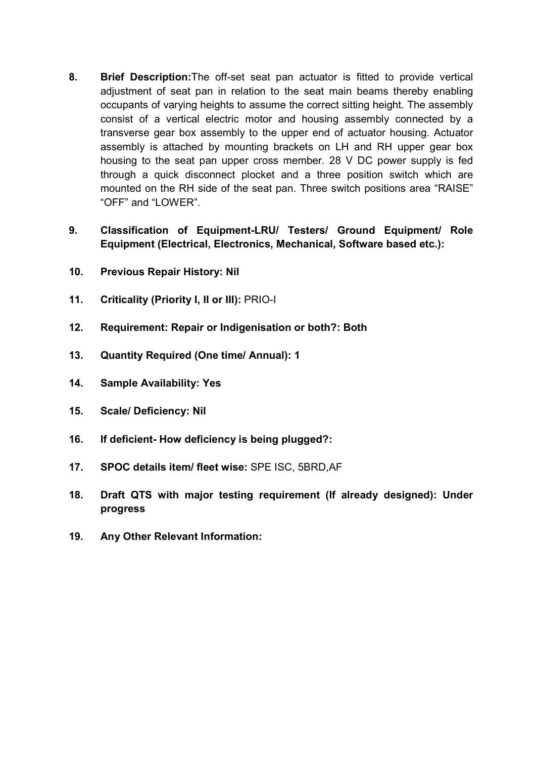8. **Brief Description:**The off-set seat pan actuator is fitted to provide vertical adjustment of seat pan in relation to the seat main beams thereby enabling occupants of varying heights to assume the correct sitting height. The assembly consist of a vertical electric motor and housing assembly connected by a transverse gear box assembly to the upper end of actuator housing. Actuator assembly is attached by mounting brackets on LH and RH upper gear box housing to the seat pan upper cross member. 28 V DC power supply is fed through a quick disconnect plocket and a three position switch which are mounted on the RH side of the seat pan. Three switch positions area “RAISE” “OFF” and “LOWER”.

9. **Classification of Equipment-LRU/ Testers/ Ground Equipment/ Role Equipment (Electrical, Electronics, Mechanical, Software based etc.):**

10. **Previous Repair History: Nil**

11. **Criticality (Priority I, II or III):** PRIO-I

12. **Requirement: Repair or Indigenisation or both?: Both**

13. **Quantity Required (One time/ Annual): 1**

14. **Sample Availability: Yes**

15. **Scale/ Deficiency: Nil**

16. **If deficient- How deficiency is being plugged?:**

17. **SPOC details item/ fleet wise:** SPE ISC, 5BRD,AF

18. **Draft QTS with major testing requirement (If already designed): Under progress**

19. **Any Other Relevant Information:**